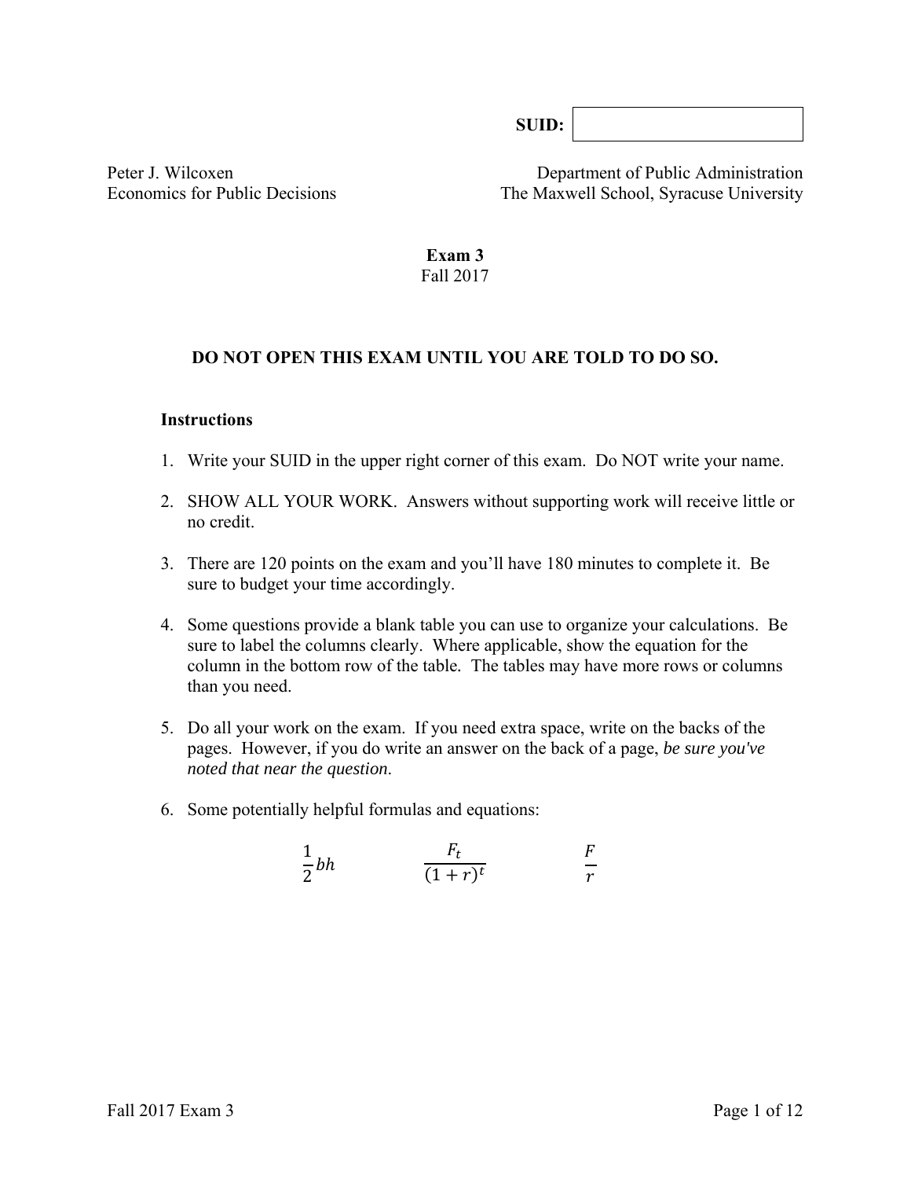**SUID:**

Peter J. Wilcoxen
Economics for Public Decisions

Department of Public Administration
The Maxwell School, Syracuse University

# Exam 3
Fall 2017

**DO NOT OPEN THIS EXAM UNTIL YOU ARE TOLD TO DO SO.**

**Instructions**

1. Write your SUID in the upper right corner of this exam. Do NOT write your name.

2. SHOW ALL YOUR WORK. Answers without supporting work will receive little or no credit.

3. There are 120 points on the exam and you'll have 180 minutes to complete it. Be sure to budget your time accordingly.

4. Some questions provide a blank table you can use to organize your calculations. Be sure to label the columns clearly. Where applicable, show the equation for the column in the bottom row of the table. The tables may have more rows or columns than you need.

5. Do all your work on the exam. If you need extra space, write on the backs of the pages. However, if you do write an answer on the back of a page, *be sure you've noted that near the question*.

6. Some potentially helpful formulas and equations:

$$\frac{1}{2}bh \qquad \frac{F_t}{(1+r)^t} \qquad \frac{F}{r}$$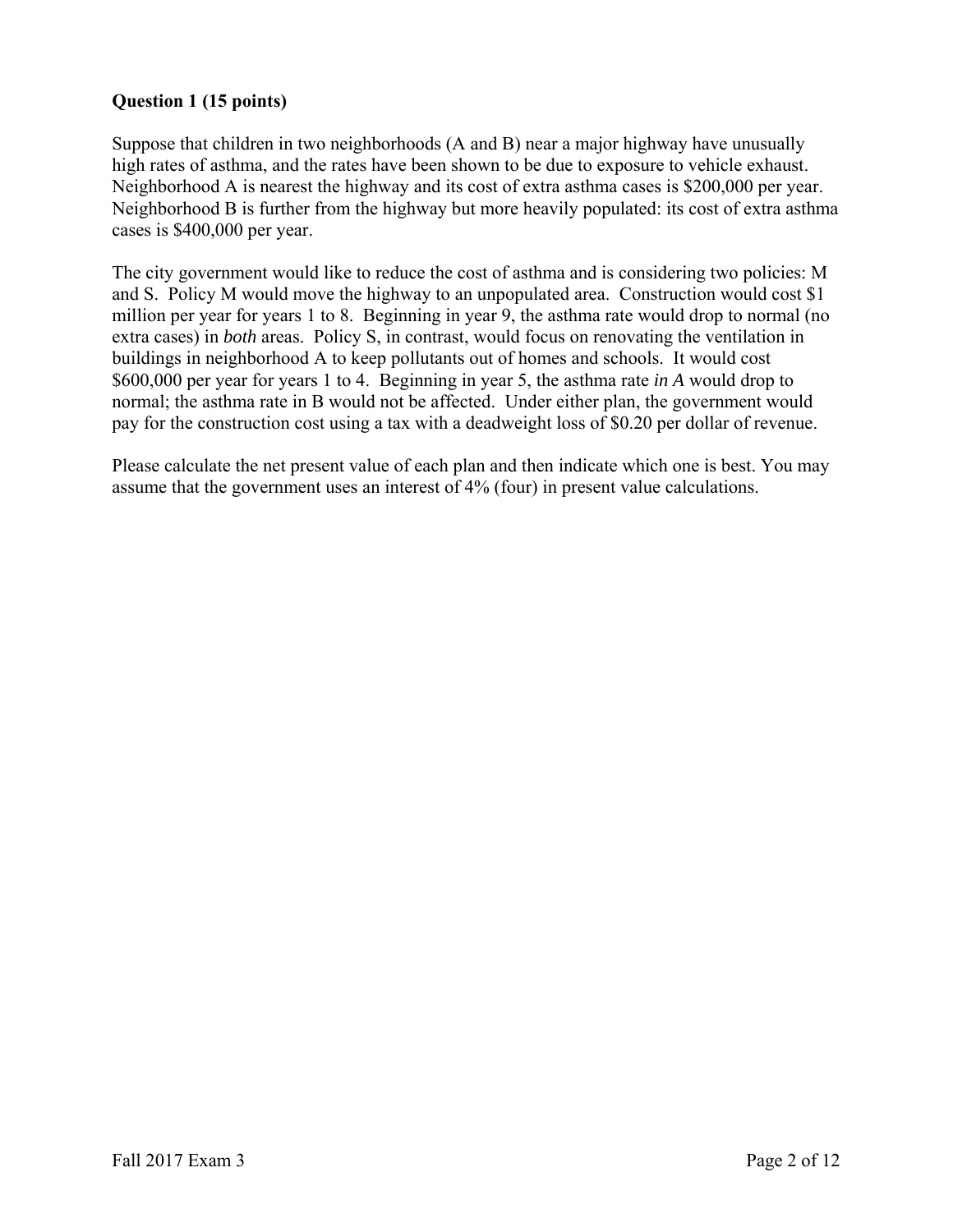**Question 1 (15 points)**

Suppose that children in two neighborhoods (A and B) near a major highway have unusually high rates of asthma, and the rates have been shown to be due to exposure to vehicle exhaust. Neighborhood A is nearest the highway and its cost of extra asthma cases is $200,000 per year. Neighborhood B is further from the highway but more heavily populated: its cost of extra asthma cases is $400,000 per year.

The city government would like to reduce the cost of asthma and is considering two policies: M and S. Policy M would move the highway to an unpopulated area. Construction would cost $1 million per year for years 1 to 8. Beginning in year 9, the asthma rate would drop to normal (no extra cases) in *both* areas. Policy S, in contrast, would focus on renovating the ventilation in buildings in neighborhood A to keep pollutants out of homes and schools. It would cost $600,000 per year for years 1 to 4. Beginning in year 5, the asthma rate *in A* would drop to normal; the asthma rate in B would not be affected. Under either plan, the government would pay for the construction cost using a tax with a deadweight loss of $0.20 per dollar of revenue.

Please calculate the net present value of each plan and then indicate which one is best. You may assume that the government uses an interest of 4% (four) in present value calculations.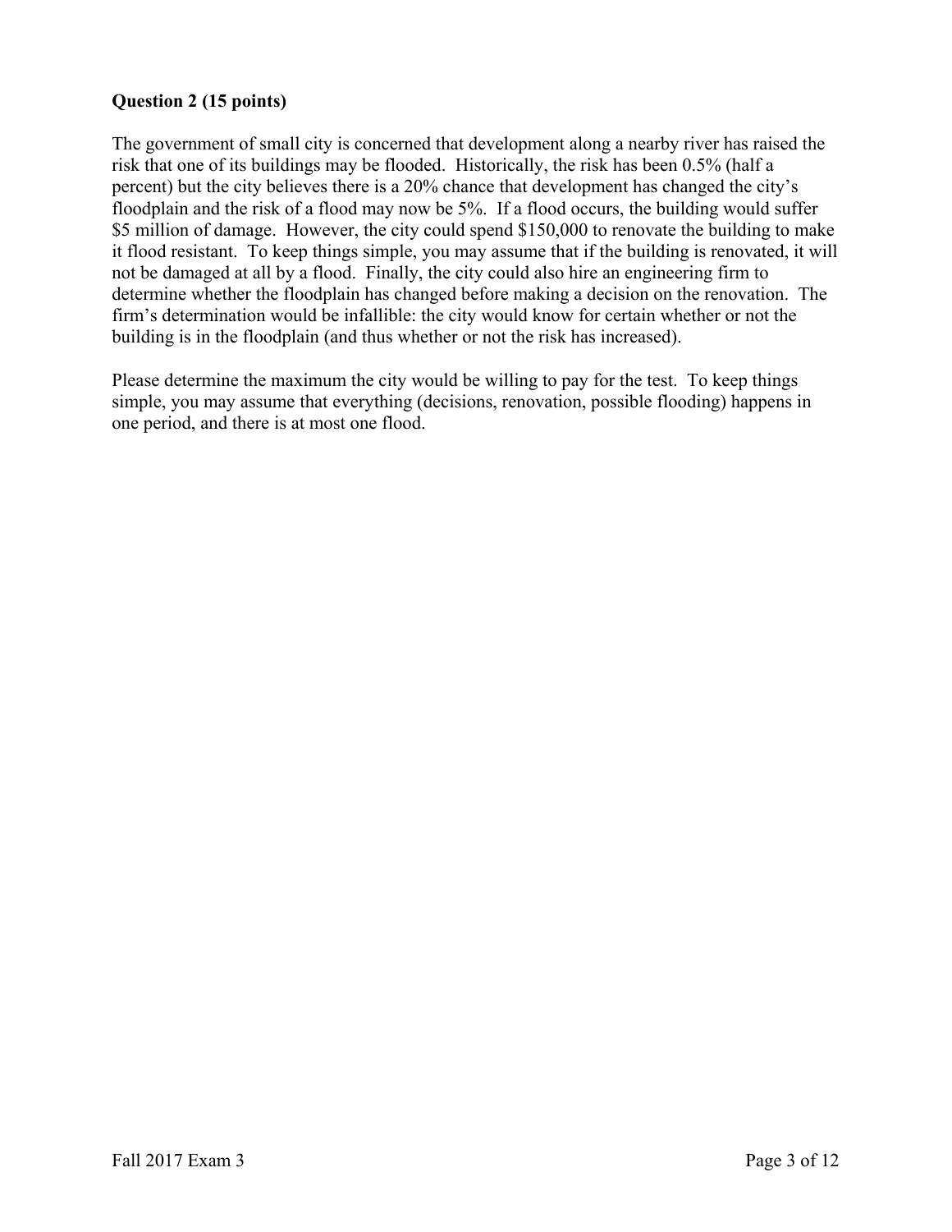**Question 2 (15 points)**

The government of small city is concerned that development along a nearby river has raised the risk that one of its buildings may be flooded. Historically, the risk has been 0.5% (half a percent) but the city believes there is a 20% chance that development has changed the city's floodplain and the risk of a flood may now be 5%. If a flood occurs, the building would suffer $5 million of damage. However, the city could spend $150,000 to renovate the building to make it flood resistant. To keep things simple, you may assume that if the building is renovated, it will not be damaged at all by a flood. Finally, the city could also hire an engineering firm to determine whether the floodplain has changed before making a decision on the renovation. The firm's determination would be infallible: the city would know for certain whether or not the building is in the floodplain (and thus whether or not the risk has increased).

Please determine the maximum the city would be willing to pay for the test. To keep things simple, you may assume that everything (decisions, renovation, possible flooding) happens in one period, and there is at most one flood.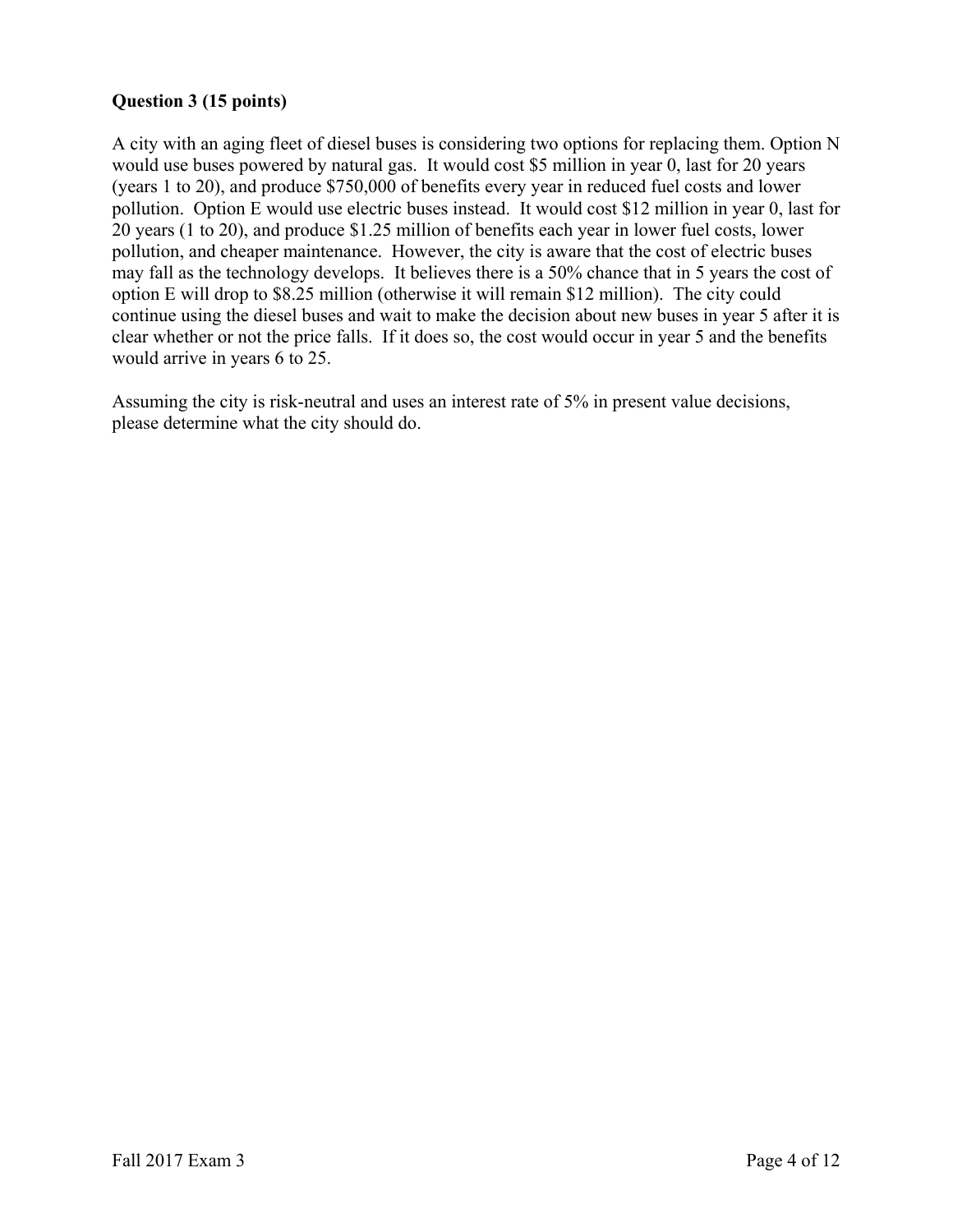**Question 3 (15 points)**

A city with an aging fleet of diesel buses is considering two options for replacing them. Option N would use buses powered by natural gas. It would cost $5 million in year 0, last for 20 years (years 1 to 20), and produce $750,000 of benefits every year in reduced fuel costs and lower pollution. Option E would use electric buses instead. It would cost $12 million in year 0, last for 20 years (1 to 20), and produce $1.25 million of benefits each year in lower fuel costs, lower pollution, and cheaper maintenance. However, the city is aware that the cost of electric buses may fall as the technology develops. It believes there is a 50% chance that in 5 years the cost of option E will drop to $8.25 million (otherwise it will remain $12 million). The city could continue using the diesel buses and wait to make the decision about new buses in year 5 after it is clear whether or not the price falls. If it does so, the cost would occur in year 5 and the benefits would arrive in years 6 to 25.

Assuming the city is risk-neutral and uses an interest rate of 5% in present value decisions, please determine what the city should do.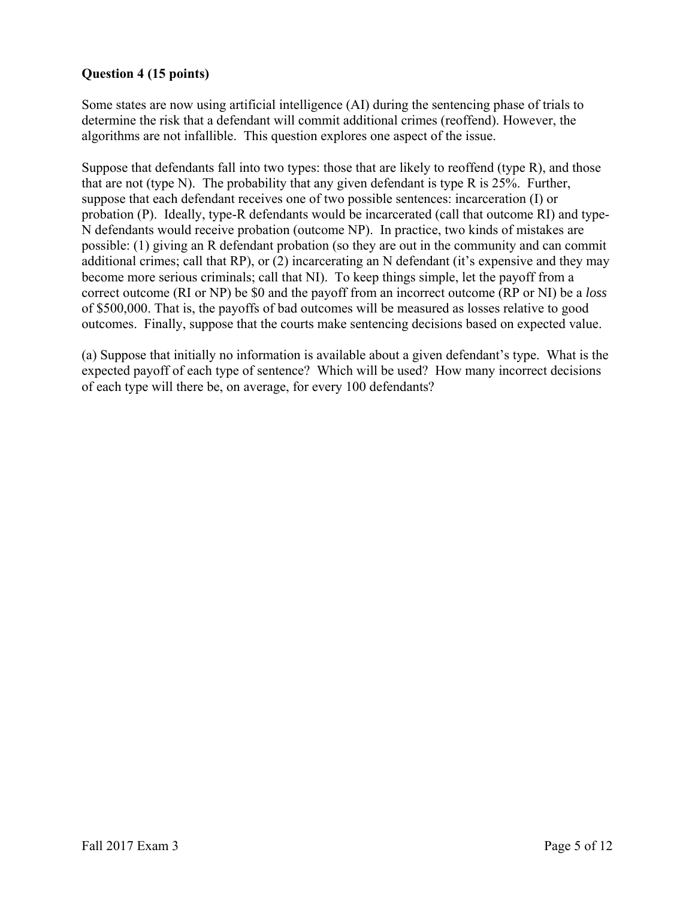**Question 4 (15 points)**

Some states are now using artificial intelligence (AI) during the sentencing phase of trials to determine the risk that a defendant will commit additional crimes (reoffend). However, the algorithms are not infallible. This question explores one aspect of the issue.

Suppose that defendants fall into two types: those that are likely to reoffend (type R), and those that are not (type N). The probability that any given defendant is type R is 25%. Further, suppose that each defendant receives one of two possible sentences: incarceration (I) or probation (P). Ideally, type-R defendants would be incarcerated (call that outcome RI) and type-N defendants would receive probation (outcome NP). In practice, two kinds of mistakes are possible: (1) giving an R defendant probation (so they are out in the community and can commit additional crimes; call that RP), or (2) incarcerating an N defendant (it's expensive and they may become more serious criminals; call that NI). To keep things simple, let the payoff from a correct outcome (RI or NP) be $0 and the payoff from an incorrect outcome (RP or NI) be a *loss* of $500,000. That is, the payoffs of bad outcomes will be measured as losses relative to good outcomes. Finally, suppose that the courts make sentencing decisions based on expected value.

(a) Suppose that initially no information is available about a given defendant's type. What is the expected payoff of each type of sentence? Which will be used? How many incorrect decisions of each type will there be, on average, for every 100 defendants?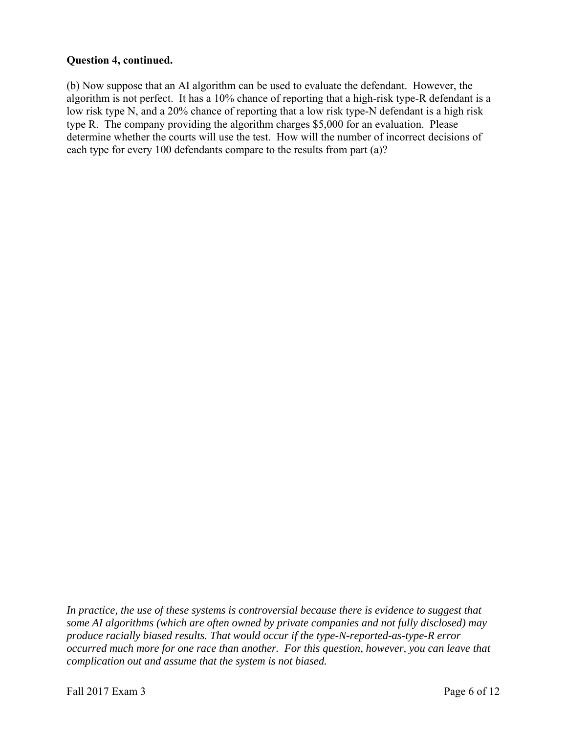**Question 4, continued.**

(b) Now suppose that an AI algorithm can be used to evaluate the defendant. However, the algorithm is not perfect. It has a 10% chance of reporting that a high-risk type-R defendant is a low risk type N, and a 20% chance of reporting that a low risk type-N defendant is a high risk type R. The company providing the algorithm charges $5,000 for an evaluation. Please determine whether the courts will use the test. How will the number of incorrect decisions of each type for every 100 defendants compare to the results from part (a)?

*In practice, the use of these systems is controversial because there is evidence to suggest that some AI algorithms (which are often owned by private companies and not fully disclosed) may produce racially biased results. That would occur if the type-N-reported-as-type-R error occurred much more for one race than another. For this question, however, you can leave that complication out and assume that the system is not biased.*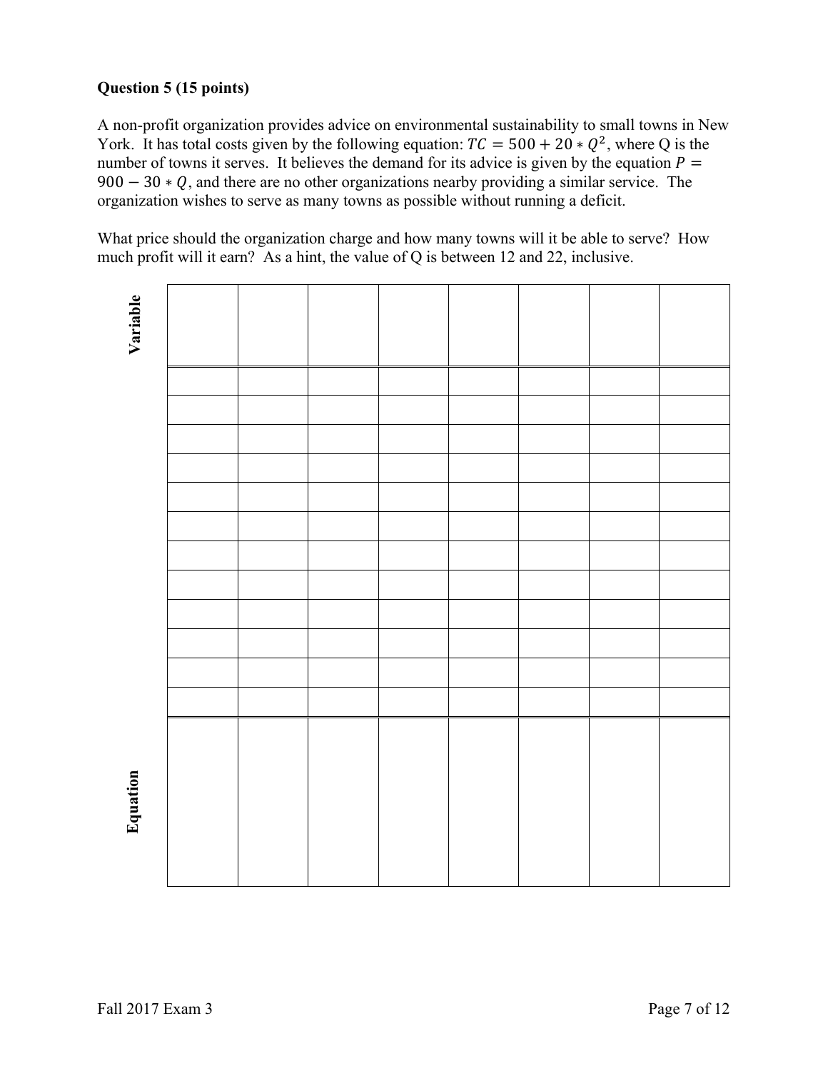**Question 5 (15 points)**

A non-profit organization provides advice on environmental sustainability to small towns in New York. It has total costs given by the following equation: $TC = 500 + 20 * Q^2$, where Q is the number of towns it serves. It believes the demand for its advice is given by the equation $P = 900 - 30 * Q$, and there are no other organizations nearby providing a similar service. The organization wishes to serve as many towns as possible without running a deficit.

What price should the organization charge and how many towns will it be able to serve? How much profit will it earn? As a hint, the value of Q is between 12 and 22, inclusive.

| Variable | | | | | | | |
|---|---|---|---|---|---|---|---|
| | | | | | | | |
| | | | | | | | |
| | | | | | | | |
| | | | | | | | |
| | | | | | | | |
| | | | | | | | |
| | | | | | | | |
| | | | | | | | |
| | | | | | | | |
| | | | | | | | |
| | | | | | | | |
| | | | | | | | |
| **Equation** | | | | | | | |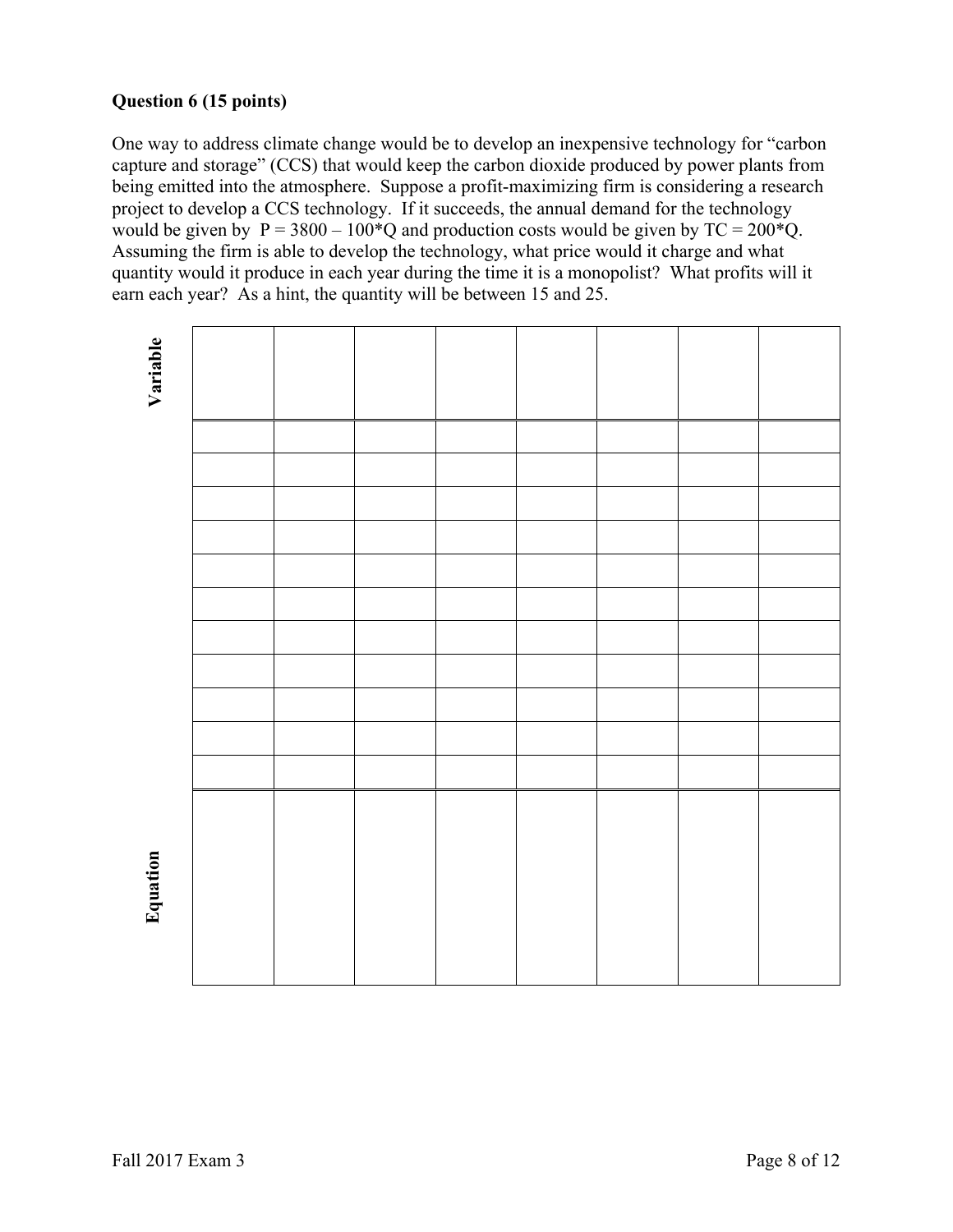**Question 6 (15 points)**

One way to address climate change would be to develop an inexpensive technology for "carbon capture and storage" (CCS) that would keep the carbon dioxide produced by power plants from being emitted into the atmosphere. Suppose a profit-maximizing firm is considering a research project to develop a CCS technology. If it succeeds, the annual demand for the technology would be given by $P = 3800 - 100*Q$ and production costs would be given by $TC = 200*Q$. Assuming the firm is able to develop the technology, what price would it charge and what quantity would it produce in each year during the time it is a monopolist? What profits will it earn each year? As a hint, the quantity will be between 15 and 25.

| Variable | | | | | | | | |
|---|---|---|---|---|---|---|---|---|
| | | | | | | | | |
| | | | | | | | | |
| | | | | | | | | |
| | | | | | | | | |
| | | | | | | | | |
| | | | | | | | | |
| | | | | | | | | |
| | | | | | | | | |
| | | | | | | | | |
| | | | | | | | | |
| | | | | | | | | |
| **Equation** | | | | | | | | |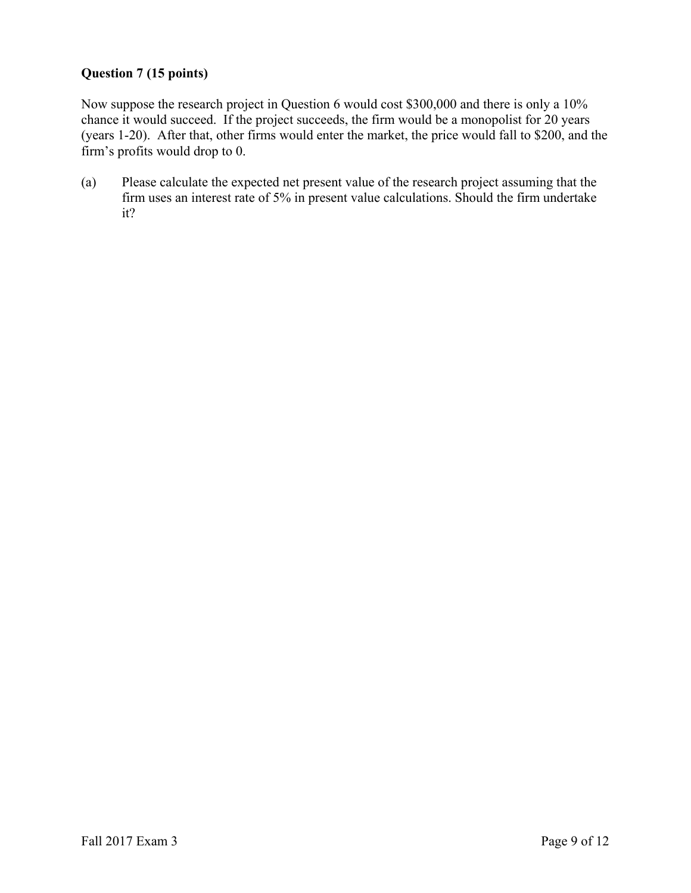**Question 7 (15 points)**

Now suppose the research project in Question 6 would cost $300,000 and there is only a 10% chance it would succeed. If the project succeeds, the firm would be a monopolist for 20 years (years 1-20). After that, other firms would enter the market, the price would fall to $200, and the firm's profits would drop to 0.

(a) Please calculate the expected net present value of the research project assuming that the firm uses an interest rate of 5% in present value calculations. Should the firm undertake it?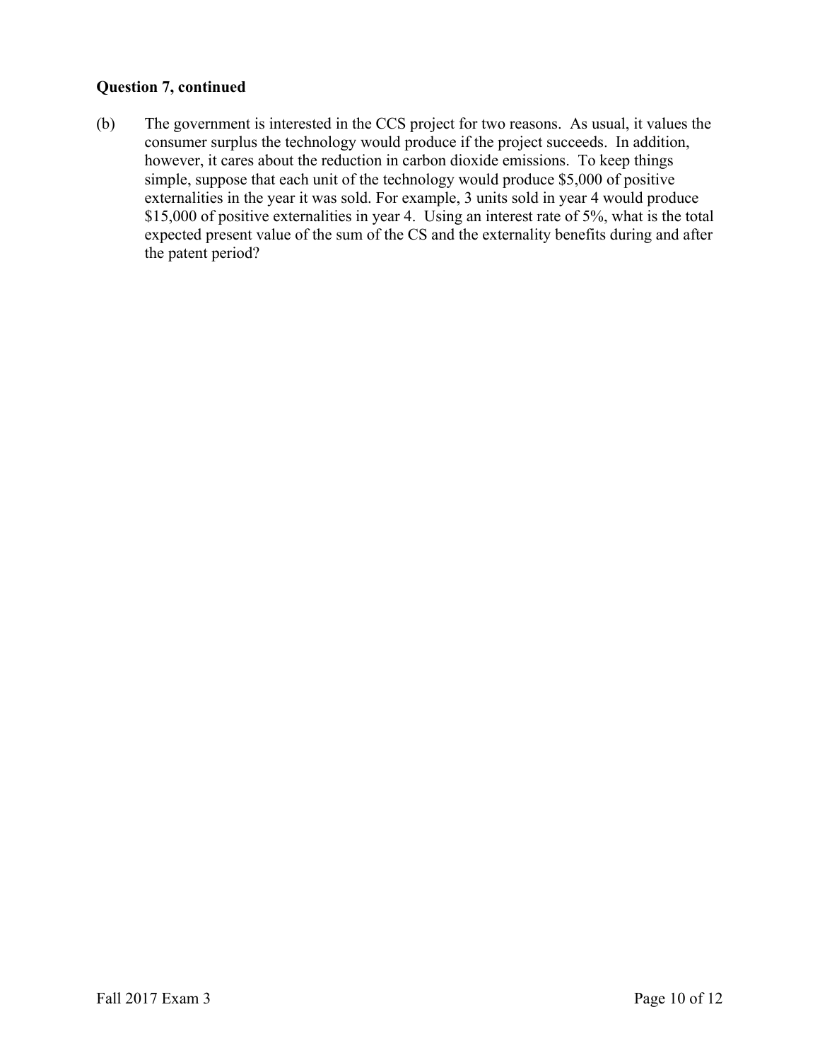**Question 7, continued**

(b) The government is interested in the CCS project for two reasons. As usual, it values the consumer surplus the technology would produce if the project succeeds. In addition, however, it cares about the reduction in carbon dioxide emissions. To keep things simple, suppose that each unit of the technology would produce $5,000 of positive externalities in the year it was sold. For example, 3 units sold in year 4 would produce $15,000 of positive externalities in year 4. Using an interest rate of 5%, what is the total expected present value of the sum of the CS and the externality benefits during and after the patent period?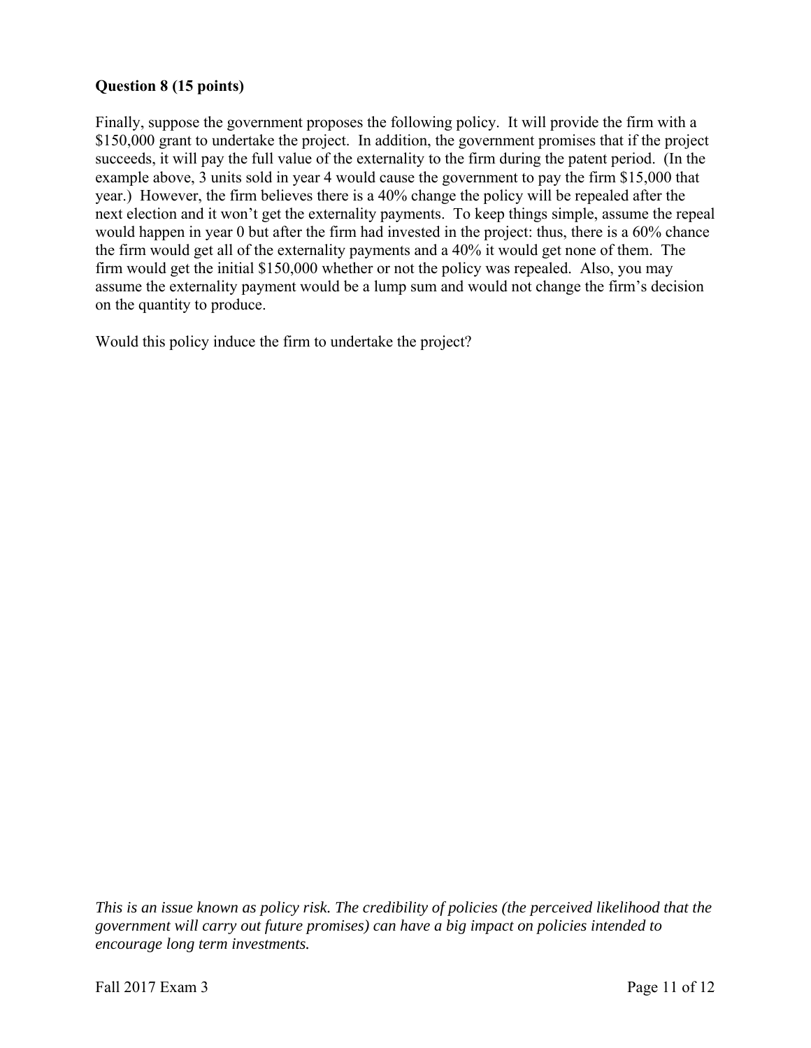**Question 8 (15 points)**

Finally, suppose the government proposes the following policy. It will provide the firm with a $150,000 grant to undertake the project. In addition, the government promises that if the project succeeds, it will pay the full value of the externality to the firm during the patent period. (In the example above, 3 units sold in year 4 would cause the government to pay the firm $15,000 that year.) However, the firm believes there is a 40% change the policy will be repealed after the next election and it won't get the externality payments. To keep things simple, assume the repeal would happen in year 0 but after the firm had invested in the project: thus, there is a 60% chance the firm would get all of the externality payments and a 40% it would get none of them. The firm would get the initial $150,000 whether or not the policy was repealed. Also, you may assume the externality payment would be a lump sum and would not change the firm's decision on the quantity to produce.

Would this policy induce the firm to undertake the project?

*This is an issue known as policy risk. The credibility of policies (the perceived likelihood that the government will carry out future promises) can have a big impact on policies intended to encourage long term investments.*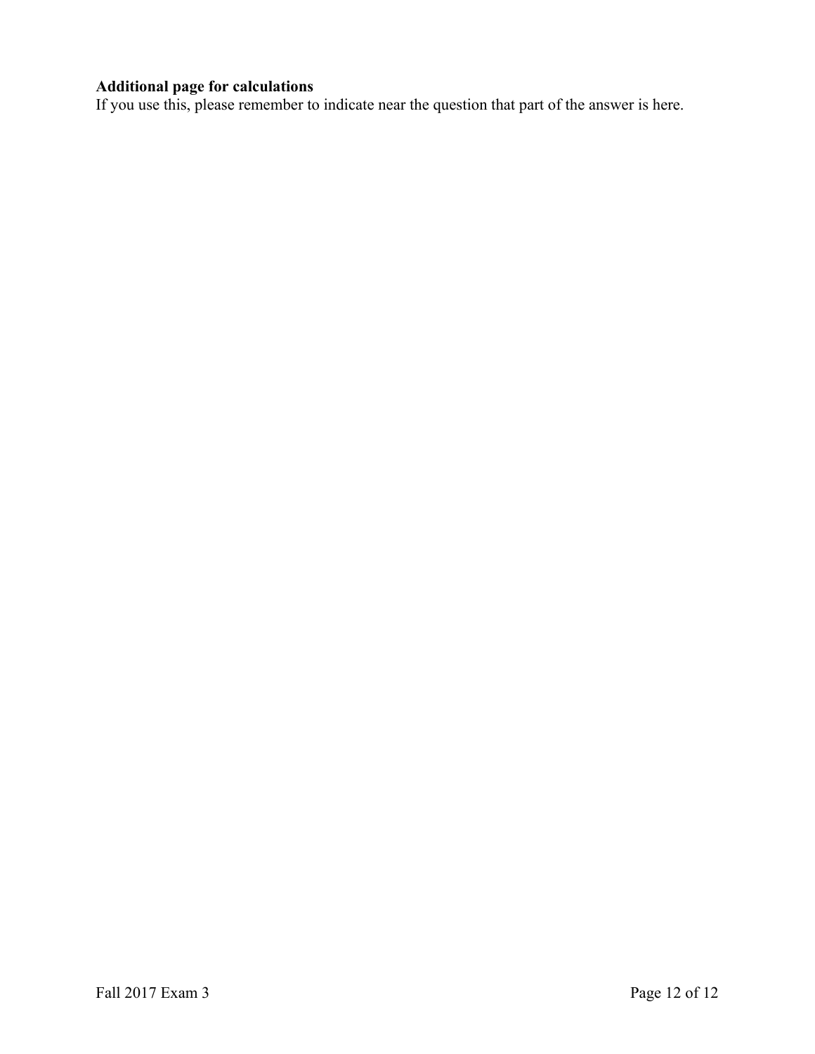**Additional page for calculations**

If you use this, please remember to indicate near the question that part of the answer is here.